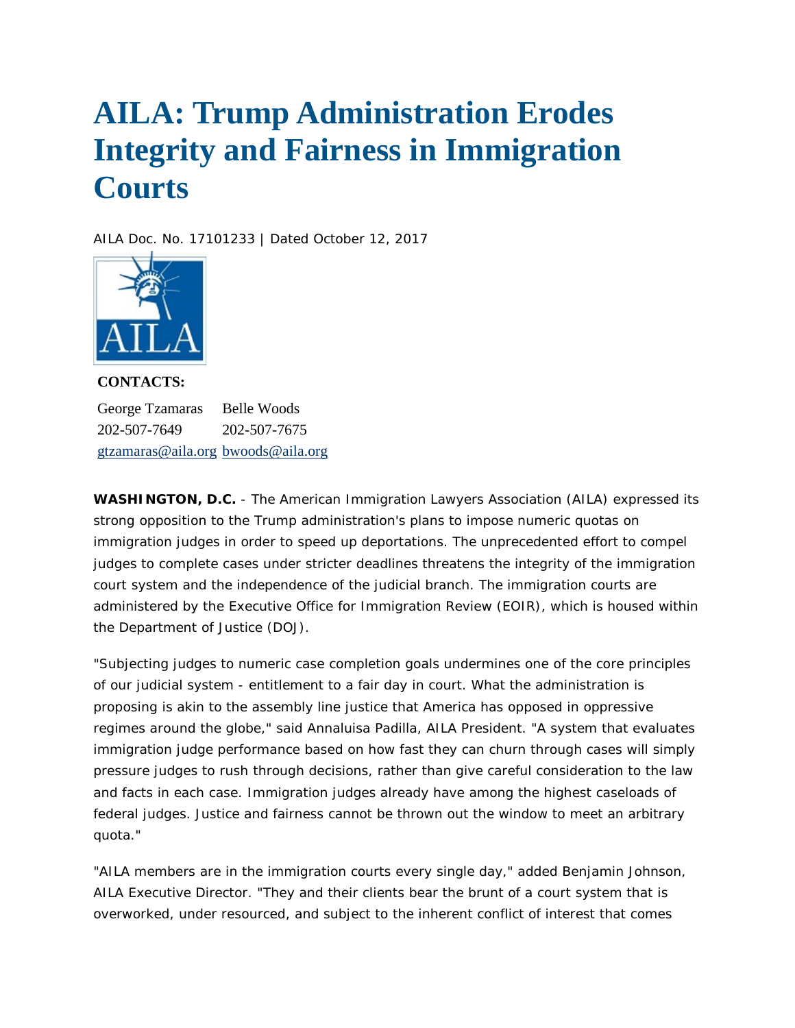# AILA: Trump Administration Erodes Integrity and Fairness in Immigration Courts

AILA Doc. No. 17101233 | Dated October 12, 2017

**CONTACTS:**

| George Tzamaras | Belle Woods |
|---|---|
| 202-507-7649 | 202-507-7675 |
| gtzamaras@aila.org | bwoods@aila.org |

**WASHINGTON, D.C.** - The American Immigration Lawyers Association (AILA) expressed its strong opposition to the Trump administration's plans to impose numeric quotas on immigration judges in order to speed up deportations. The unprecedented effort to compel judges to complete cases under stricter deadlines threatens the integrity of the immigration court system and the independence of the judicial branch. The immigration courts are administered by the Executive Office for Immigration Review (EOIR), which is housed within the Department of Justice (DOJ).

"Subjecting judges to numeric case completion goals undermines one of the core principles of our judicial system - entitlement to a fair day in court. What the administration is proposing is akin to the assembly line justice that America has opposed in oppressive regimes around the globe," said Annaluisa Padilla, AILA President. "A system that evaluates immigration judge performance based on how fast they can churn through cases will simply pressure judges to rush through decisions, rather than give careful consideration to the law and facts in each case. Immigration judges already have among the highest caseloads of federal judges. Justice and fairness cannot be thrown out the window to meet an arbitrary quota."

"AILA members are in the immigration courts every single day," added Benjamin Johnson, AILA Executive Director. "They and their clients bear the brunt of a court system that is overworked, under resourced, and subject to the inherent conflict of interest that comes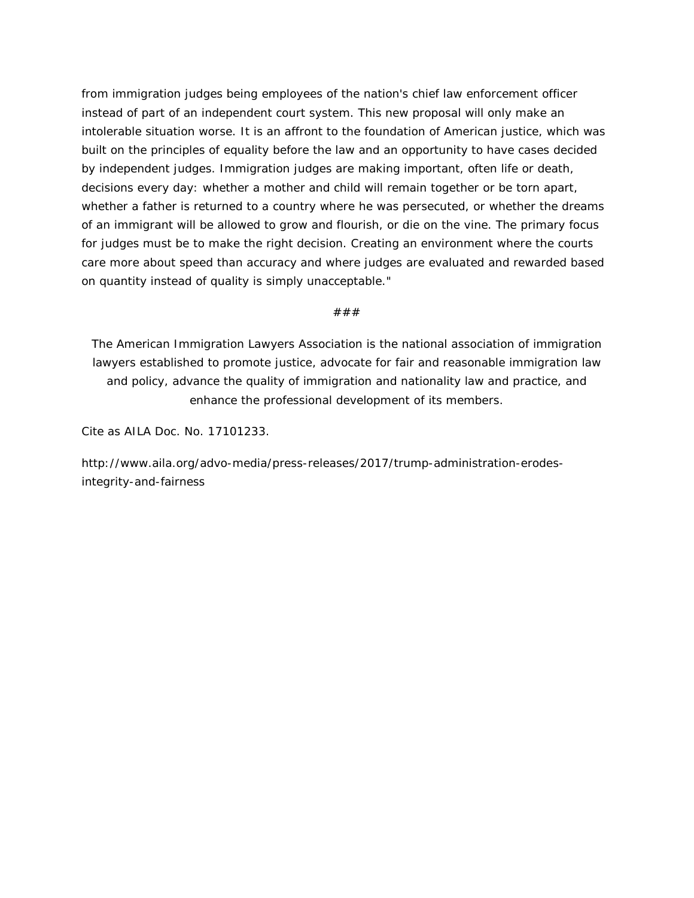from immigration judges being employees of the nation's chief law enforcement officer instead of part of an independent court system. This new proposal will only make an intolerable situation worse. It is an affront to the foundation of American justice, which was built on the principles of equality before the law and an opportunity to have cases decided by independent judges. Immigration judges are making important, often life or death, decisions every day: whether a mother and child will remain together or be torn apart, whether a father is returned to a country where he was persecuted, or whether the dreams of an immigrant will be allowed to grow and flourish, or die on the vine. The primary focus for judges must be to make the right decision. Creating an environment where the courts care more about speed than accuracy and where judges are evaluated and rewarded based on quantity instead of quality is simply unacceptable."

###

The American Immigration Lawyers Association is the national association of immigration lawyers established to promote justice, advocate for fair and reasonable immigration law and policy, advance the quality of immigration and nationality law and practice, and enhance the professional development of its members.

Cite as AILA Doc. No. 17101233.

http://www.aila.org/advo-media/press-releases/2017/trump-administration-erodes-integrity-and-fairness